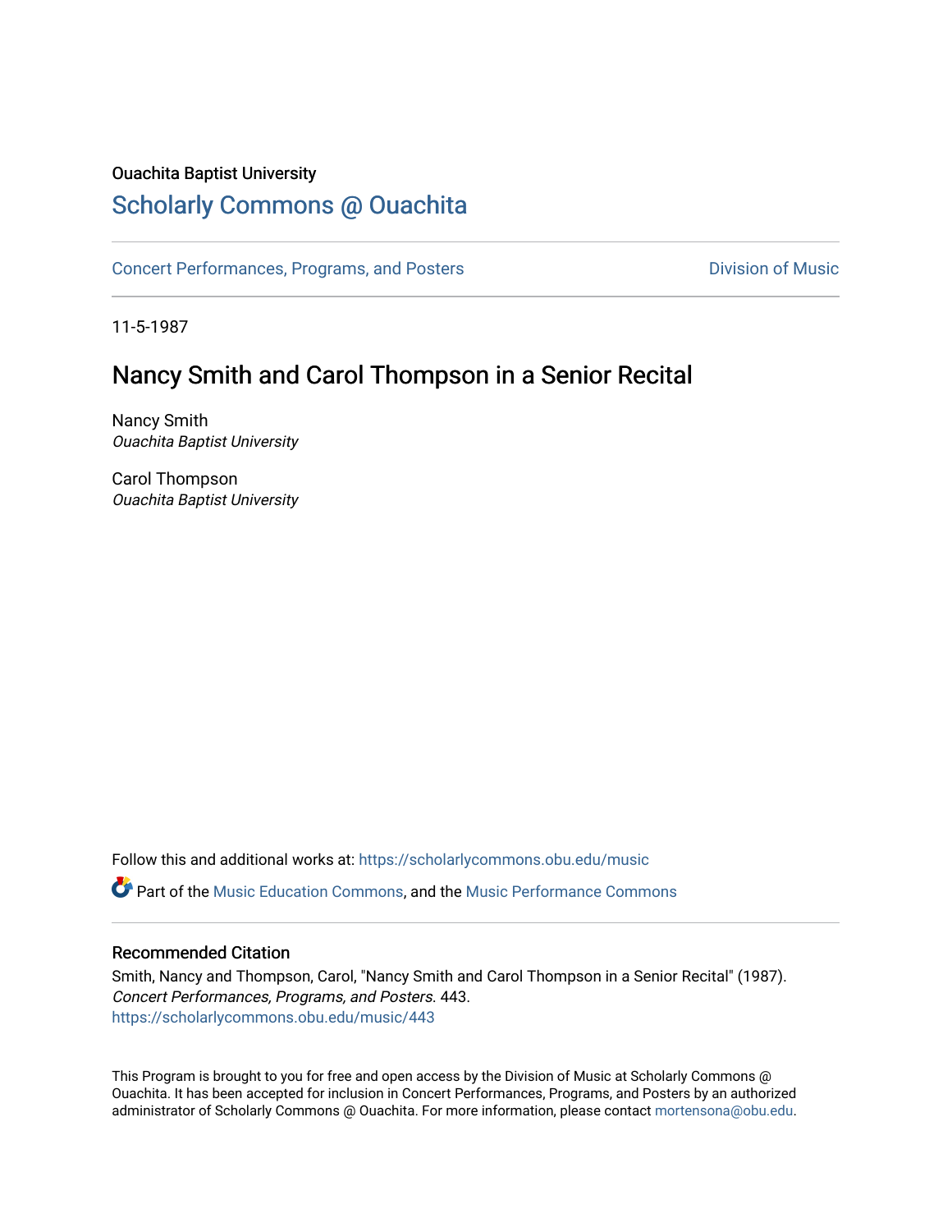Ouachita Baptist University

# Scholarly Commons @ Ouachita

Concert Performances, Programs, and Posters | Division of Music

11-5-1987

## Nancy Smith and Carol Thompson in a Senior Recital

Nancy Smith
*Ouachita Baptist University*

Carol Thompson
*Ouachita Baptist University*

Follow this and additional works at: https://scholarlycommons.obu.edu/music

Part of the Music Education Commons, and the Music Performance Commons

### Recommended Citation

Smith, Nancy and Thompson, Carol, "Nancy Smith and Carol Thompson in a Senior Recital" (1987). *Concert Performances, Programs, and Posters*. 443.
https://scholarlycommons.obu.edu/music/443

This Program is brought to you for free and open access by the Division of Music at Scholarly Commons @ Ouachita. It has been accepted for inclusion in Concert Performances, Programs, and Posters by an authorized administrator of Scholarly Commons @ Ouachita. For more information, please contact mortensona@obu.edu.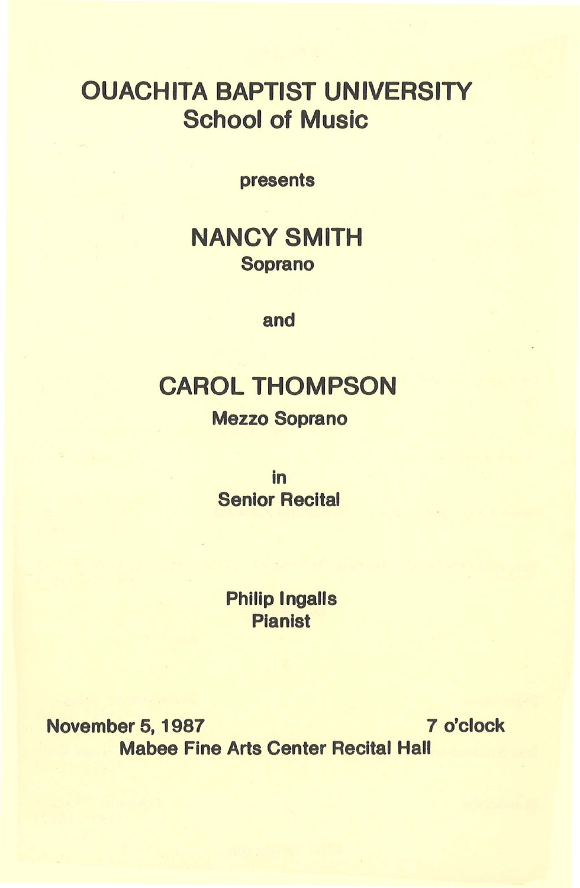# OUACHITA BAPTIST UNIVERSITY
## School of Music

presents

## NANCY SMITH
**Soprano**

and

## CAROL THOMPSON
**Mezzo Soprano**

in
**Senior Recital**

**Philip Ingalls**
**Pianist**

**November 5, 1987** **7 o'clock**
**Mabee Fine Arts Center Recital Hall**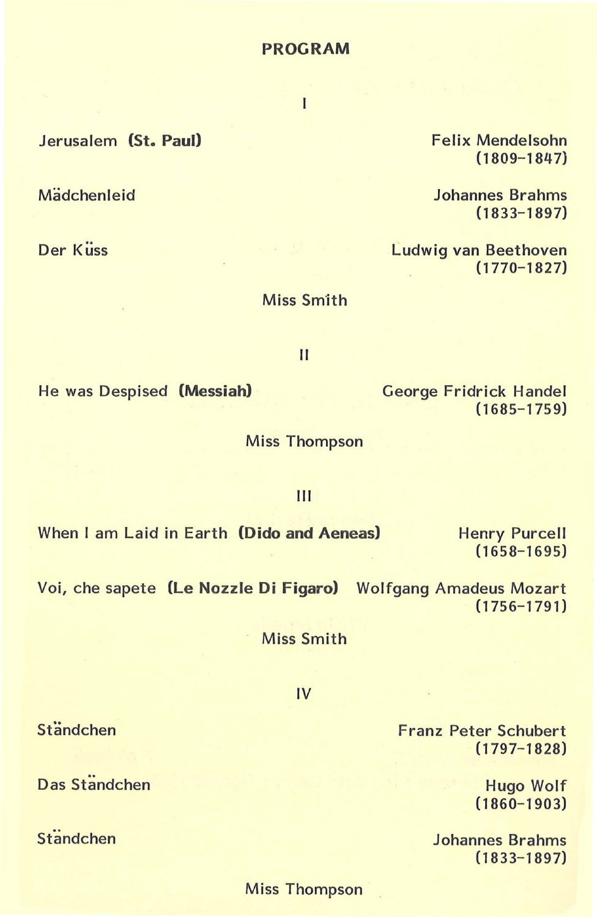# PROGRAM

## I

Jerusalem **(St. Paul)** — Felix Mendelsohn (1809-1847)

Mädchenleid — Johannes Brahms (1833-1897)

Der Küss — Ludwig van Beethoven (1770-1827)

Miss Smith

## II

He was Despised **(Messiah)** — George Fridrick Handel (1685-1759)

Miss Thompson

## III

When I am Laid in Earth **(Dido and Aeneas)** — Henry Purcell (1658-1695)

Voi, che sapete **(Le Nozzle Di Figaro)** — Wolfgang Amadeus Mozart (1756-1791)

Miss Smith

## IV

Ständchen — Franz Peter Schubert (1797-1828)

Das Ständchen — Hugo Wolf (1860-1903)

Ständchen — Johannes Brahms (1833-1897)

Miss Thompson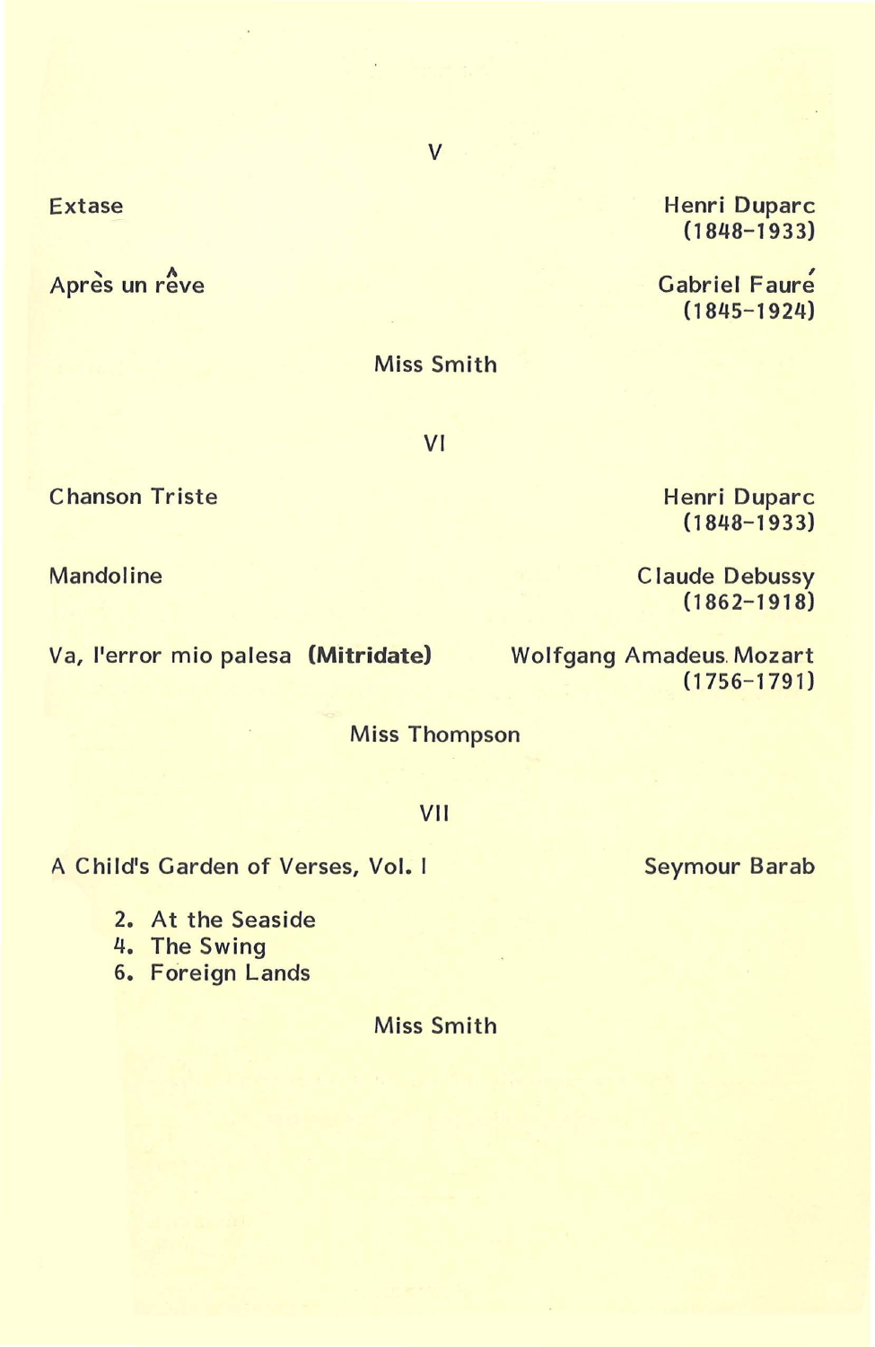## V

Extase — Henri Duparc (1848-1933)

Après un rêve — Gabriel Fauré (1845-1924)

Miss Smith

## VI

Chanson Triste — Henri Duparc (1848-1933)

Mandoline — Claude Debussy (1862-1918)

Va, l'error mio palesa **(Mitridate)** — Wolfgang Amadeus Mozart (1756-1791)

Miss Thompson

## VII

A Child's Garden of Verses, Vol. I — Seymour Barab

2. At the Seaside
4. The Swing
6. Foreign Lands

Miss Smith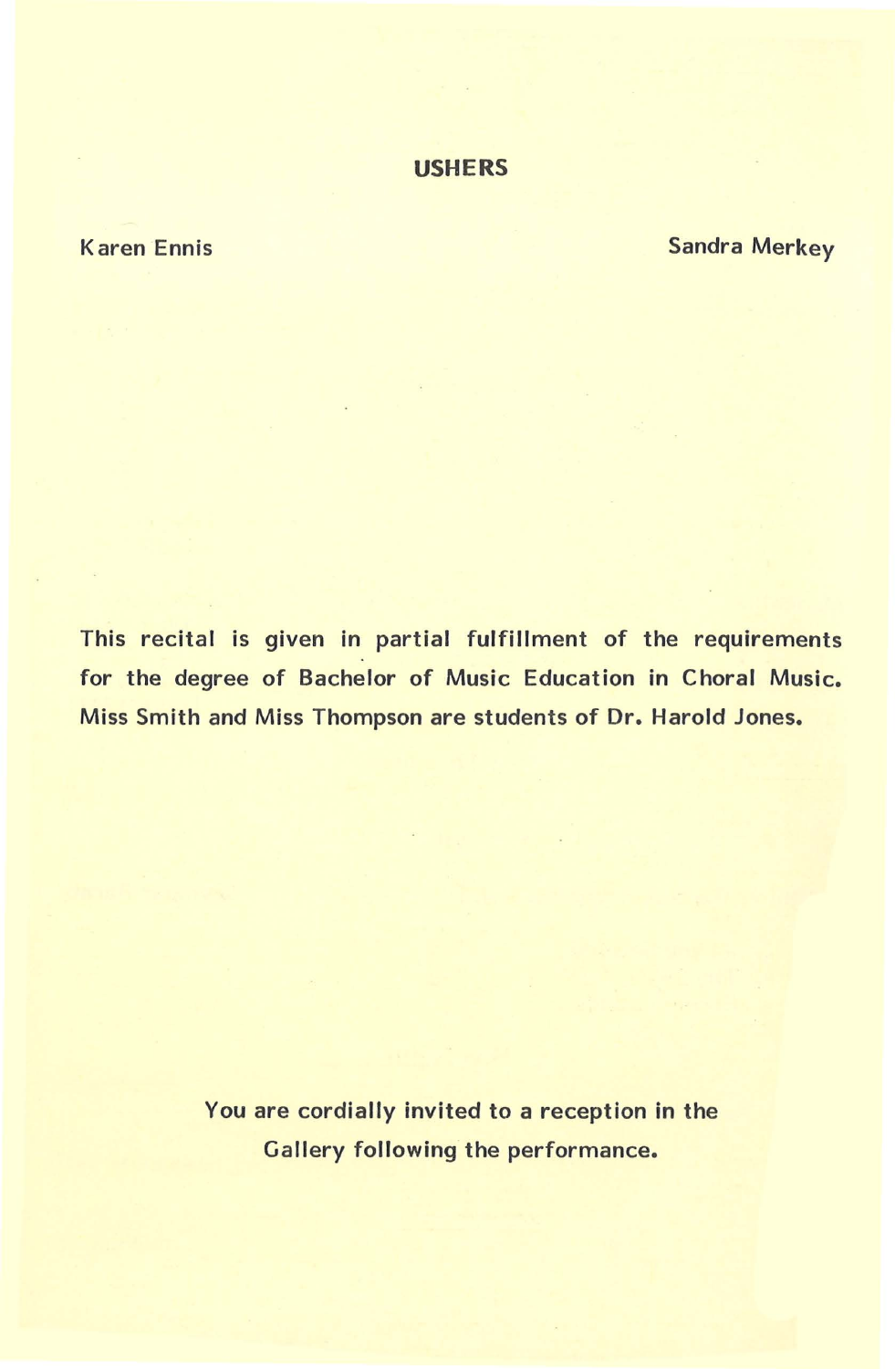## USHERS

Karen Ennis

Sandra Merkey

This recital is given in partial fulfillment of the requirements for the degree of Bachelor of Music Education in Choral Music. Miss Smith and Miss Thompson are students of Dr. Harold Jones.

You are cordially invited to a reception in the Gallery following the performance.